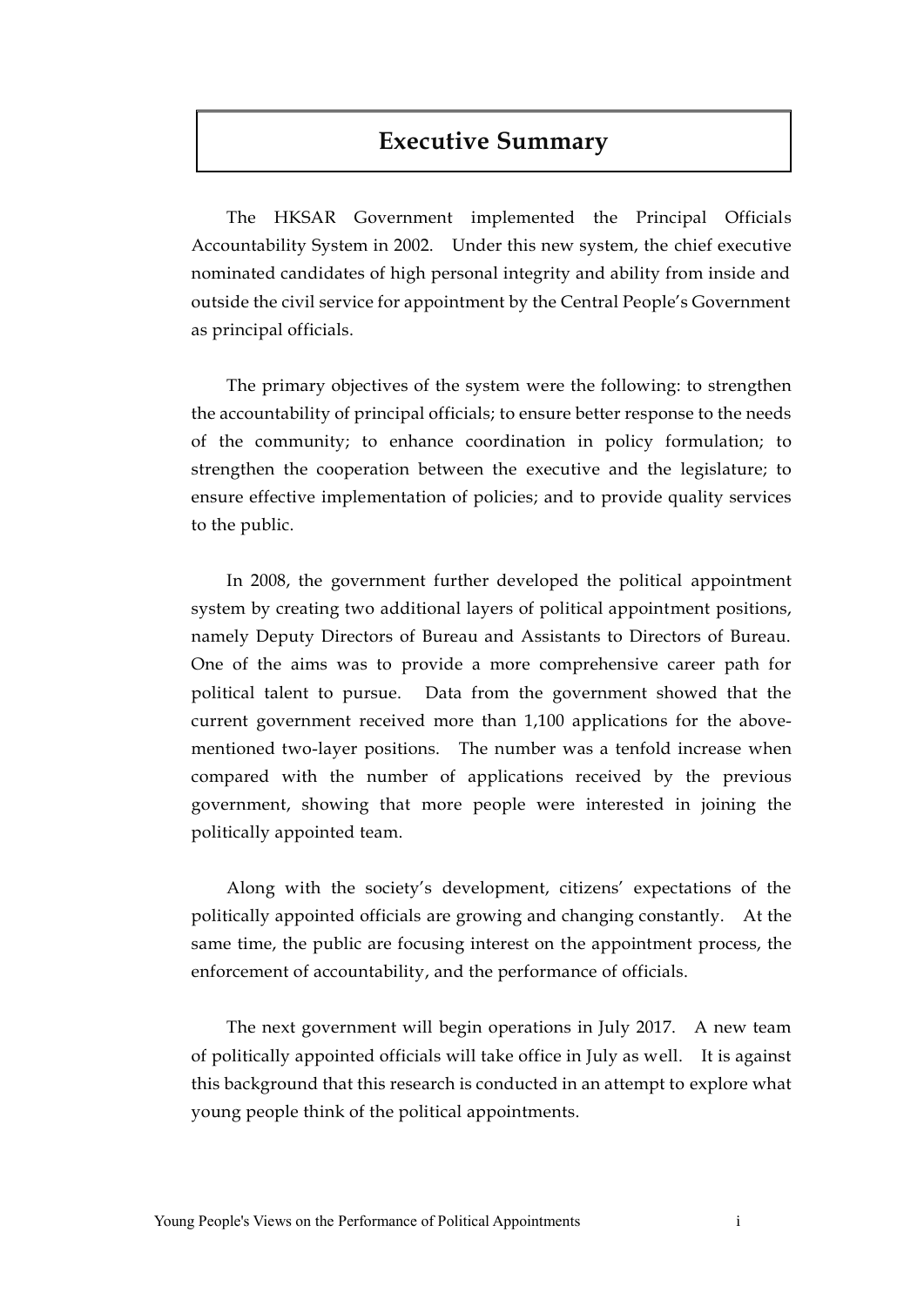# Executive Summary

The HKSAR Government implemented the Principal Officials Accountability System in 2002. Under this new system, the chief executive nominated candidates of high personal integrity and ability from inside and outside the civil service for appointment by the Central People's Government as principal officials.

The primary objectives of the system were the following: to strengthen the accountability of principal officials; to ensure better response to the needs of the community; to enhance coordination in policy formulation; to strengthen the cooperation between the executive and the legislature; to ensure effective implementation of policies; and to provide quality services to the public.

In 2008, the government further developed the political appointment system by creating two additional layers of political appointment positions, namely Deputy Directors of Bureau and Assistants to Directors of Bureau. One of the aims was to provide a more comprehensive career path for political talent to pursue. Data from the government showed that the current government received more than 1,100 applications for the above-mentioned two-layer positions. The number was a tenfold increase when compared with the number of applications received by the previous government, showing that more people were interested in joining the politically appointed team.

Along with the society's development, citizens' expectations of the politically appointed officials are growing and changing constantly. At the same time, the public are focusing interest on the appointment process, the enforcement of accountability, and the performance of officials.

The next government will begin operations in July 2017. A new team of politically appointed officials will take office in July as well. It is against this background that this research is conducted in an attempt to explore what young people think of the political appointments.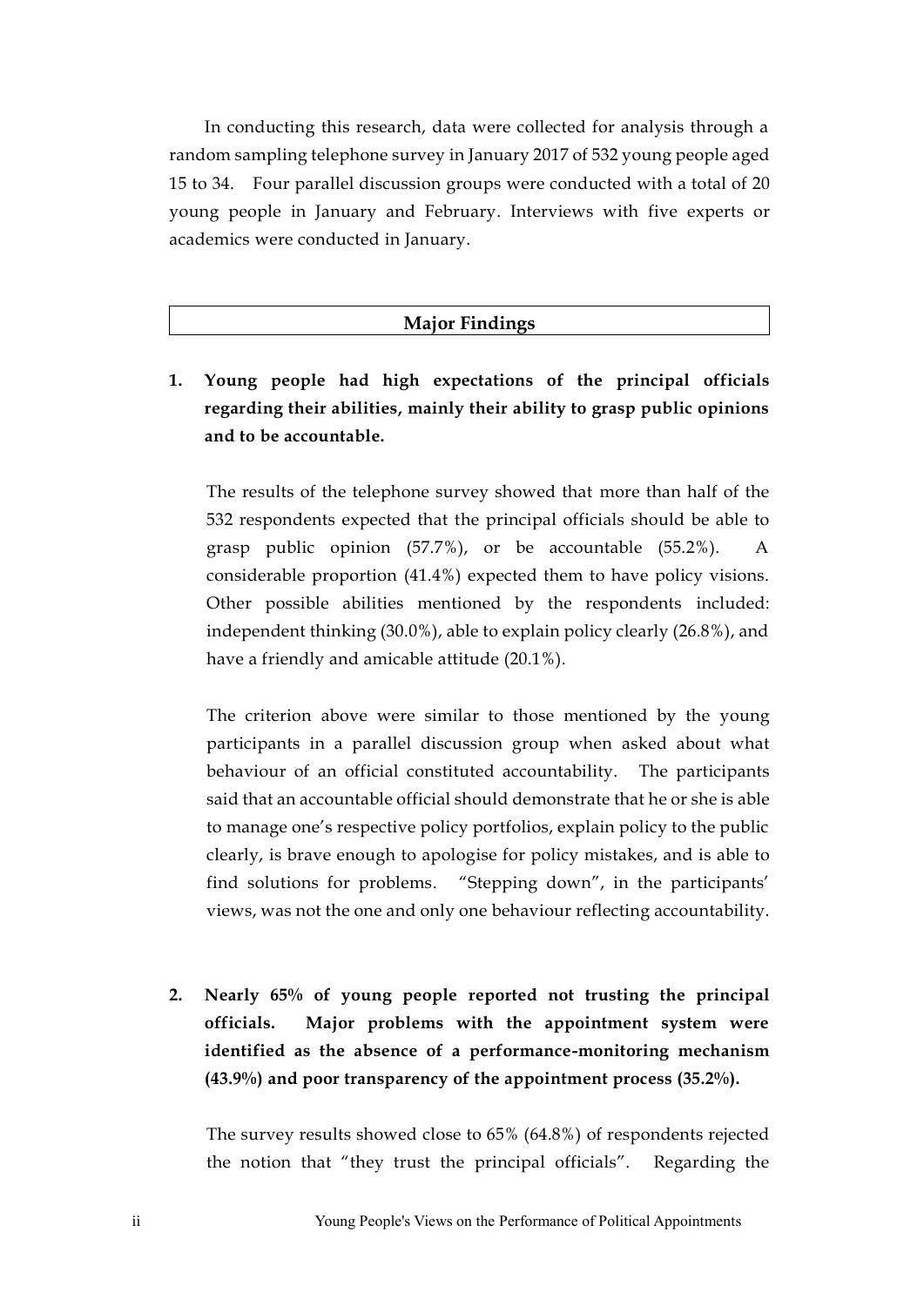In conducting this research, data were collected for analysis through a random sampling telephone survey in January 2017 of 532 young people aged 15 to 34. Four parallel discussion groups were conducted with a total of 20 young people in January and February. Interviews with five experts or academics were conducted in January.

## Major Findings

**1. Young people had high expectations of the principal officials regarding their abilities, mainly their ability to grasp public opinions and to be accountable.**

The results of the telephone survey showed that more than half of the 532 respondents expected that the principal officials should be able to grasp public opinion (57.7%), or be accountable (55.2%). A considerable proportion (41.4%) expected them to have policy visions. Other possible abilities mentioned by the respondents included: independent thinking (30.0%), able to explain policy clearly (26.8%), and have a friendly and amicable attitude (20.1%).

The criterion above were similar to those mentioned by the young participants in a parallel discussion group when asked about what behaviour of an official constituted accountability. The participants said that an accountable official should demonstrate that he or she is able to manage one's respective policy portfolios, explain policy to the public clearly, is brave enough to apologise for policy mistakes, and is able to find solutions for problems. "Stepping down", in the participants' views, was not the one and only one behaviour reflecting accountability.

**2. Nearly 65% of young people reported not trusting the principal officials. Major problems with the appointment system were identified as the absence of a performance-monitoring mechanism (43.9%) and poor transparency of the appointment process (35.2%).**

The survey results showed close to 65% (64.8%) of respondents rejected the notion that "they trust the principal officials". Regarding the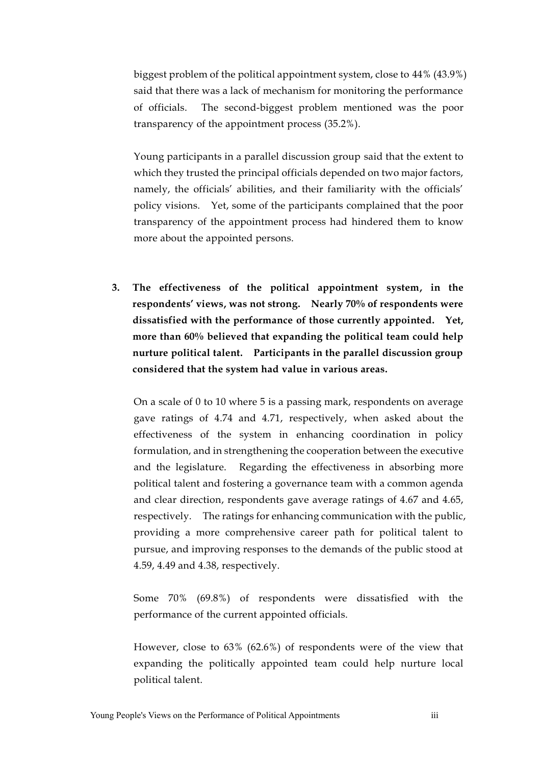biggest problem of the political appointment system, close to 44% (43.9%) said that there was a lack of mechanism for monitoring the performance of officials. The second-biggest problem mentioned was the poor transparency of the appointment process (35.2%).

Young participants in a parallel discussion group said that the extent to which they trusted the principal officials depended on two major factors, namely, the officials' abilities, and their familiarity with the officials' policy visions. Yet, some of the participants complained that the poor transparency of the appointment process had hindered them to know more about the appointed persons.

3. **The effectiveness of the political appointment system, in the respondents' views, was not strong. Nearly 70% of respondents were dissatisfied with the performance of those currently appointed. Yet, more than 60% believed that expanding the political team could help nurture political talent. Participants in the parallel discussion group considered that the system had value in various areas.**

   On a scale of 0 to 10 where 5 is a passing mark, respondents on average gave ratings of 4.74 and 4.71, respectively, when asked about the effectiveness of the system in enhancing coordination in policy formulation, and in strengthening the cooperation between the executive and the legislature. Regarding the effectiveness in absorbing more political talent and fostering a governance team with a common agenda and clear direction, respondents gave average ratings of 4.67 and 4.65, respectively. The ratings for enhancing communication with the public, providing a more comprehensive career path for political talent to pursue, and improving responses to the demands of the public stood at 4.59, 4.49 and 4.38, respectively.

   Some 70% (69.8%) of respondents were dissatisfied with the performance of the current appointed officials.

   However, close to 63% (62.6%) of respondents were of the view that expanding the politically appointed team could help nurture local political talent.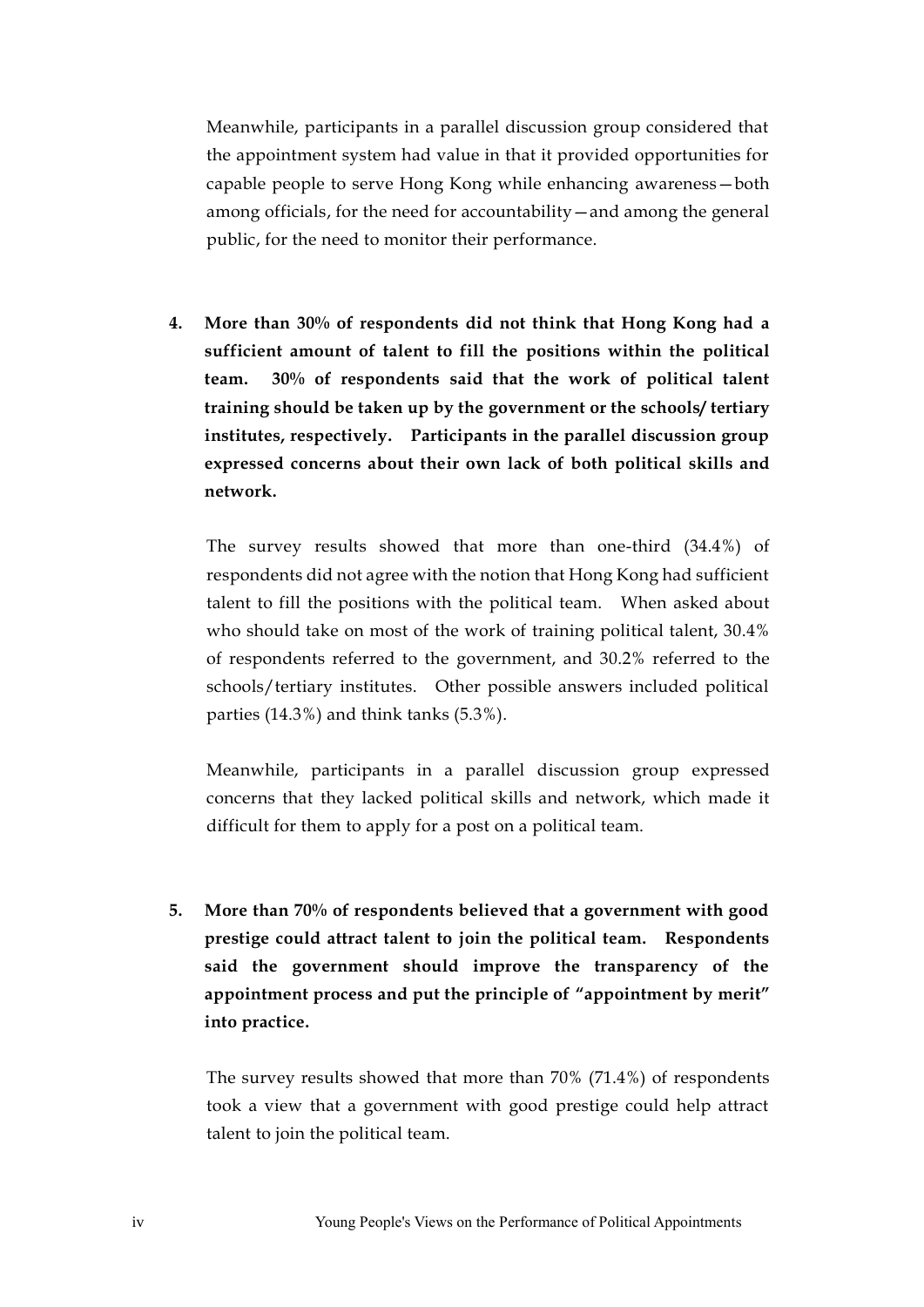Meanwhile, participants in a parallel discussion group considered that the appointment system had value in that it provided opportunities for capable people to serve Hong Kong while enhancing awareness—both among officials, for the need for accountability—and among the general public, for the need to monitor their performance.

**4. More than 30% of respondents did not think that Hong Kong had a sufficient amount of talent to fill the positions within the political team. 30% of respondents said that the work of political talent training should be taken up by the government or the schools/ tertiary institutes, respectively. Participants in the parallel discussion group expressed concerns about their own lack of both political skills and network.**

The survey results showed that more than one-third (34.4%) of respondents did not agree with the notion that Hong Kong had sufficient talent to fill the positions with the political team. When asked about who should take on most of the work of training political talent, 30.4% of respondents referred to the government, and 30.2% referred to the schools/tertiary institutes. Other possible answers included political parties (14.3%) and think tanks (5.3%).

Meanwhile, participants in a parallel discussion group expressed concerns that they lacked political skills and network, which made it difficult for them to apply for a post on a political team.

**5. More than 70% of respondents believed that a government with good prestige could attract talent to join the political team. Respondents said the government should improve the transparency of the appointment process and put the principle of "appointment by merit" into practice.**

The survey results showed that more than 70% (71.4%) of respondents took a view that a government with good prestige could help attract talent to join the political team.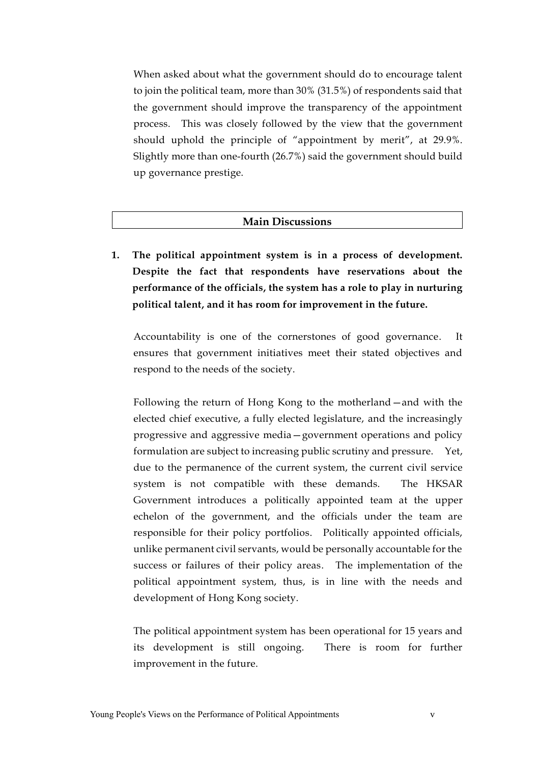When asked about what the government should do to encourage talent to join the political team, more than 30% (31.5%) of respondents said that the government should improve the transparency of the appointment process. This was closely followed by the view that the government should uphold the principle of "appointment by merit", at 29.9%. Slightly more than one-fourth (26.7%) said the government should build up governance prestige.

## Main Discussions

**1. The political appointment system is in a process of development. Despite the fact that respondents have reservations about the performance of the officials, the system has a role to play in nurturing political talent, and it has room for improvement in the future.**

Accountability is one of the cornerstones of good governance. It ensures that government initiatives meet their stated objectives and respond to the needs of the society.

Following the return of Hong Kong to the motherland—and with the elected chief executive, a fully elected legislature, and the increasingly progressive and aggressive media—government operations and policy formulation are subject to increasing public scrutiny and pressure. Yet, due to the permanence of the current system, the current civil service system is not compatible with these demands. The HKSAR Government introduces a politically appointed team at the upper echelon of the government, and the officials under the team are responsible for their policy portfolios. Politically appointed officials, unlike permanent civil servants, would be personally accountable for the success or failures of their policy areas. The implementation of the political appointment system, thus, is in line with the needs and development of Hong Kong society.

The political appointment system has been operational for 15 years and its development is still ongoing. There is room for further improvement in the future.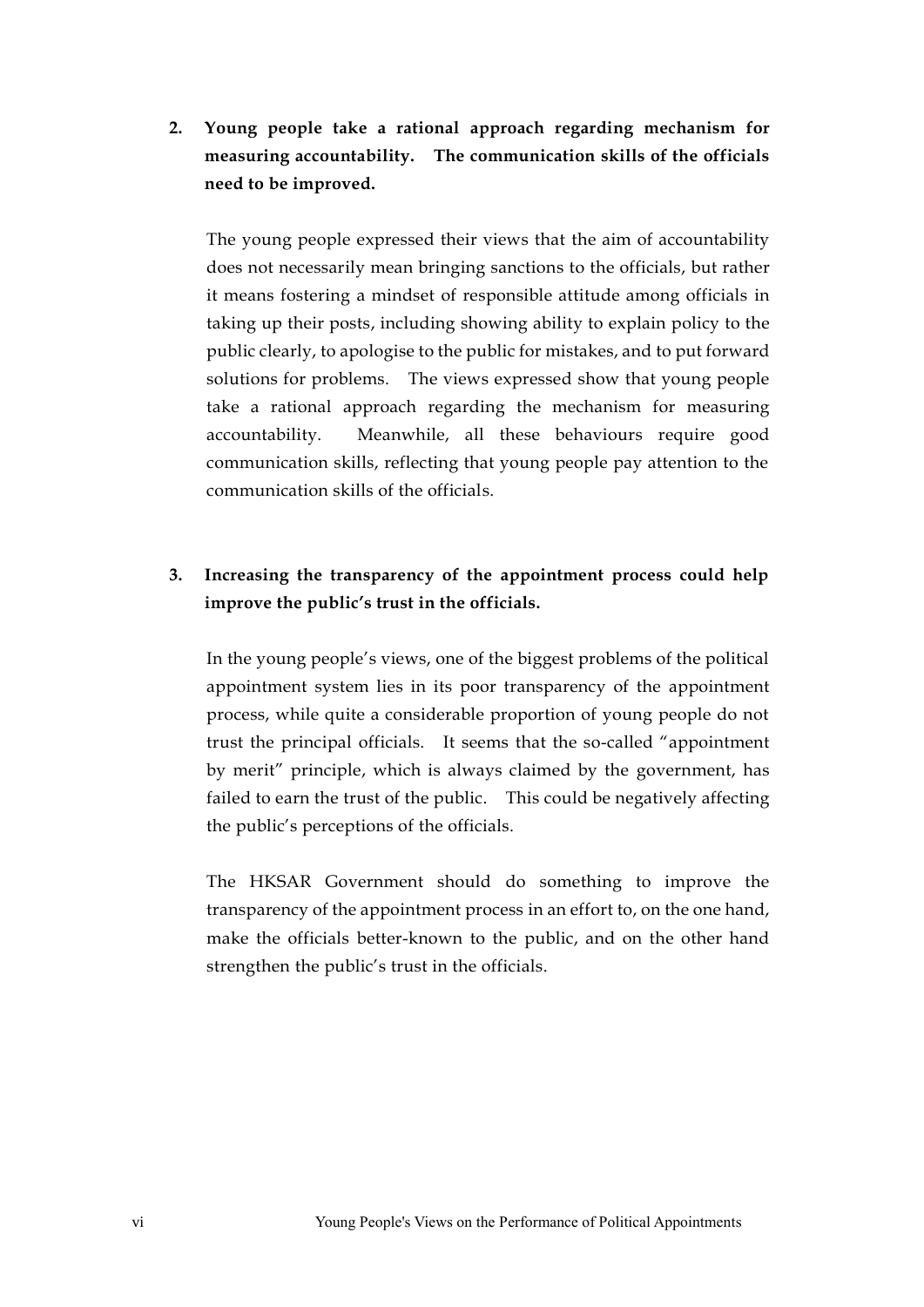**2. Young people take a rational approach regarding mechanism for measuring accountability. The communication skills of the officials need to be improved.**

The young people expressed their views that the aim of accountability does not necessarily mean bringing sanctions to the officials, but rather it means fostering a mindset of responsible attitude among officials in taking up their posts, including showing ability to explain policy to the public clearly, to apologise to the public for mistakes, and to put forward solutions for problems. The views expressed show that young people take a rational approach regarding the mechanism for measuring accountability. Meanwhile, all these behaviours require good communication skills, reflecting that young people pay attention to the communication skills of the officials.

**3. Increasing the transparency of the appointment process could help improve the public's trust in the officials.**

In the young people's views, one of the biggest problems of the political appointment system lies in its poor transparency of the appointment process, while quite a considerable proportion of young people do not trust the principal officials. It seems that the so-called "appointment by merit" principle, which is always claimed by the government, has failed to earn the trust of the public. This could be negatively affecting the public's perceptions of the officials.

The HKSAR Government should do something to improve the transparency of the appointment process in an effort to, on the one hand, make the officials better-known to the public, and on the other hand strengthen the public's trust in the officials.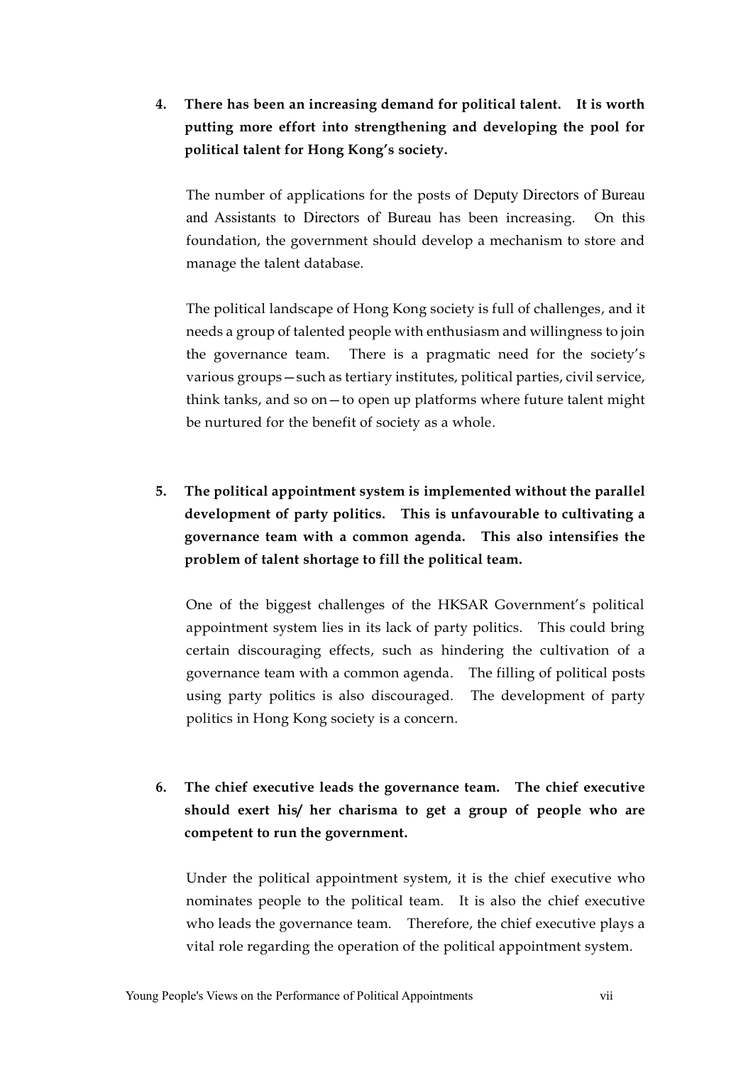4. **There has been an increasing demand for political talent. It is worth putting more effort into strengthening and developing the pool for political talent for Hong Kong's society.**

   The number of applications for the posts of Deputy Directors of Bureau and Assistants to Directors of Bureau has been increasing. On this foundation, the government should develop a mechanism to store and manage the talent database.

   The political landscape of Hong Kong society is full of challenges, and it needs a group of talented people with enthusiasm and willingness to join the governance team. There is a pragmatic need for the society's various groups—such as tertiary institutes, political parties, civil service, think tanks, and so on—to open up platforms where future talent might be nurtured for the benefit of society as a whole.

5. **The political appointment system is implemented without the parallel development of party politics. This is unfavourable to cultivating a governance team with a common agenda. This also intensifies the problem of talent shortage to fill the political team.**

   One of the biggest challenges of the HKSAR Government's political appointment system lies in its lack of party politics. This could bring certain discouraging effects, such as hindering the cultivation of a governance team with a common agenda. The filling of political posts using party politics is also discouraged. The development of party politics in Hong Kong society is a concern.

6. **The chief executive leads the governance team. The chief executive should exert his/ her charisma to get a group of people who are competent to run the government.**

   Under the political appointment system, it is the chief executive who nominates people to the political team. It is also the chief executive who leads the governance team. Therefore, the chief executive plays a vital role regarding the operation of the political appointment system.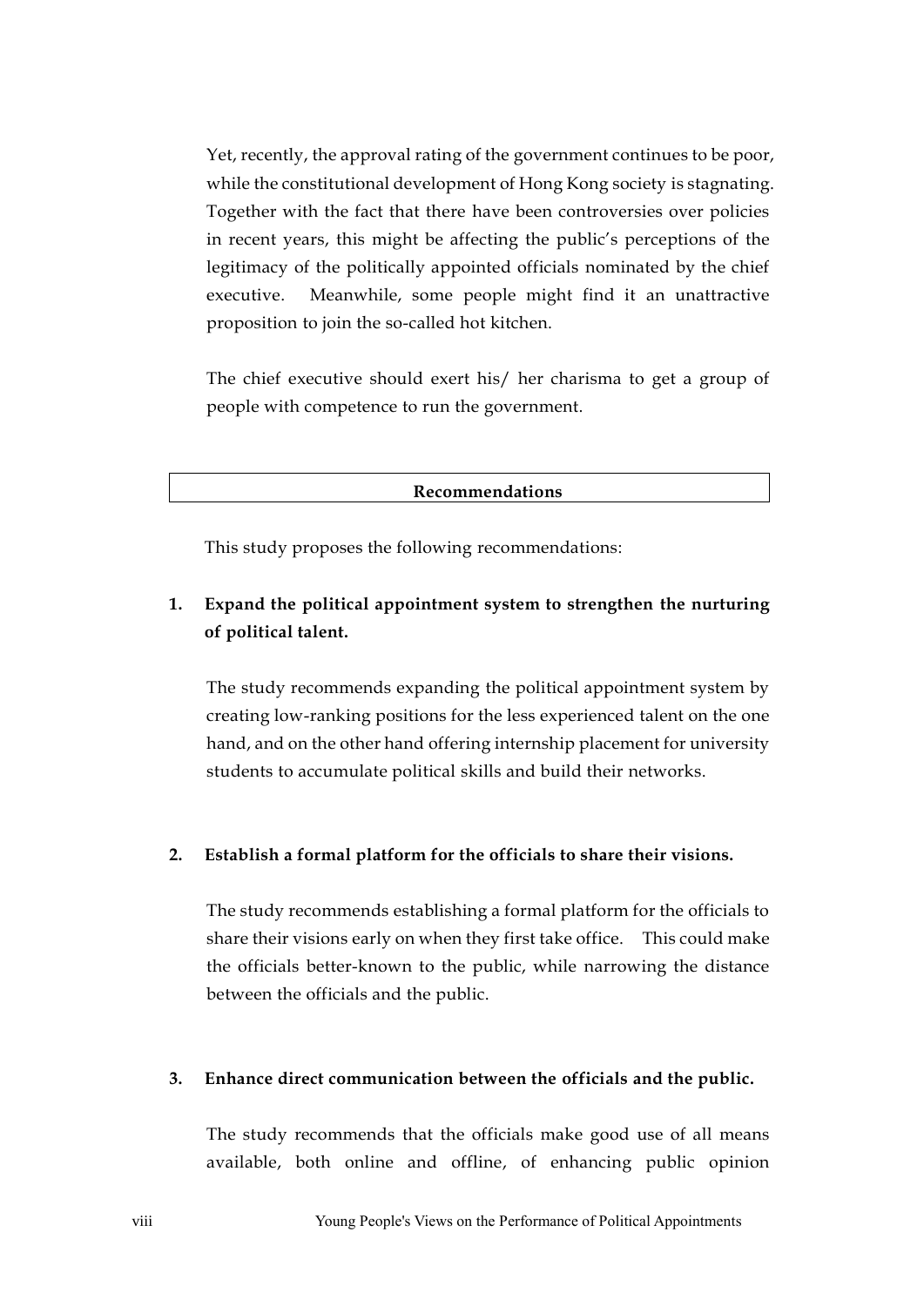Yet, recently, the approval rating of the government continues to be poor, while the constitutional development of Hong Kong society is stagnating. Together with the fact that there have been controversies over policies in recent years, this might be affecting the public's perceptions of the legitimacy of the politically appointed officials nominated by the chief executive. Meanwhile, some people might find it an unattractive proposition to join the so-called hot kitchen.

The chief executive should exert his/ her charisma to get a group of people with competence to run the government.

## Recommendations

This study proposes the following recommendations:

**1. Expand the political appointment system to strengthen the nurturing of political talent.**

The study recommends expanding the political appointment system by creating low-ranking positions for the less experienced talent on the one hand, and on the other hand offering internship placement for university students to accumulate political skills and build their networks.

**2. Establish a formal platform for the officials to share their visions.**

The study recommends establishing a formal platform for the officials to share their visions early on when they first take office. This could make the officials better-known to the public, while narrowing the distance between the officials and the public.

**3. Enhance direct communication between the officials and the public.**

The study recommends that the officials make good use of all means available, both online and offline, of enhancing public opinion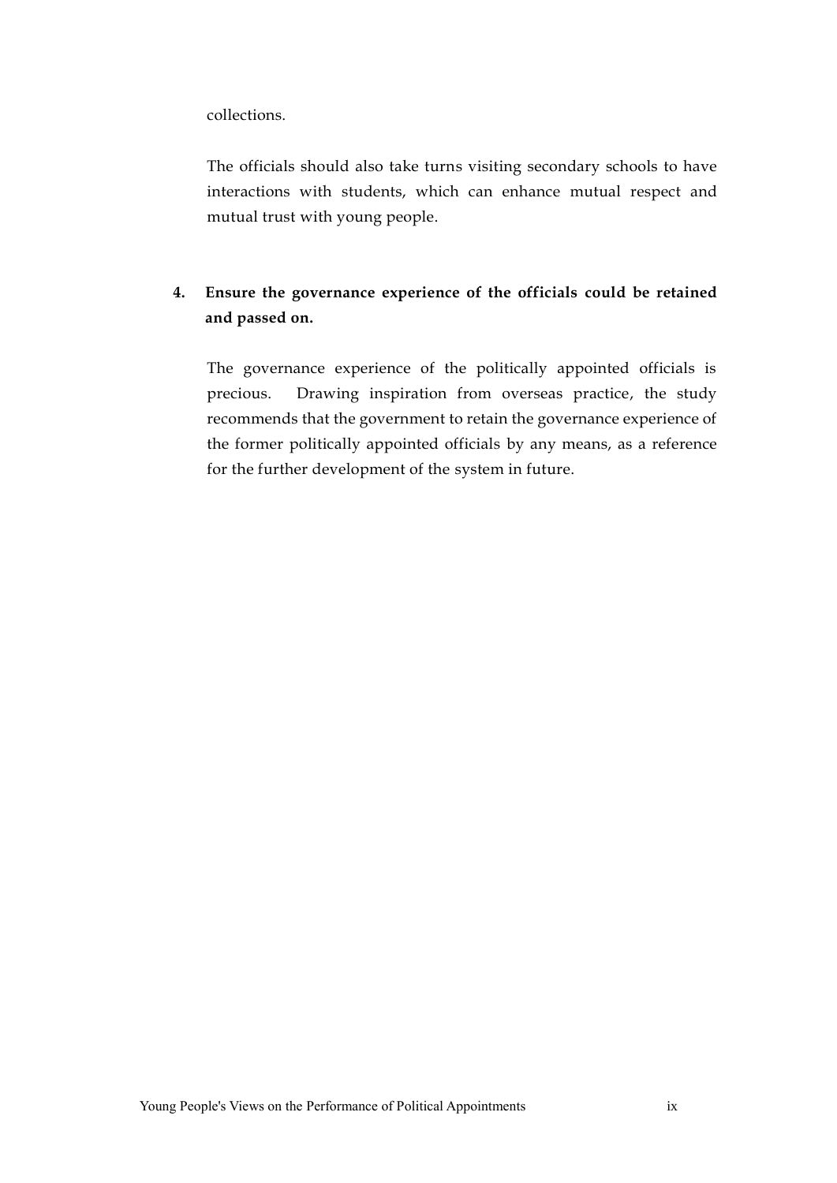collections.

The officials should also take turns visiting secondary schools to have interactions with students, which can enhance mutual respect and mutual trust with young people.

**4. Ensure the governance experience of the officials could be retained and passed on.**

The governance experience of the politically appointed officials is precious. Drawing inspiration from overseas practice, the study recommends that the government to retain the governance experience of the former politically appointed officials by any means, as a reference for the further development of the system in future.